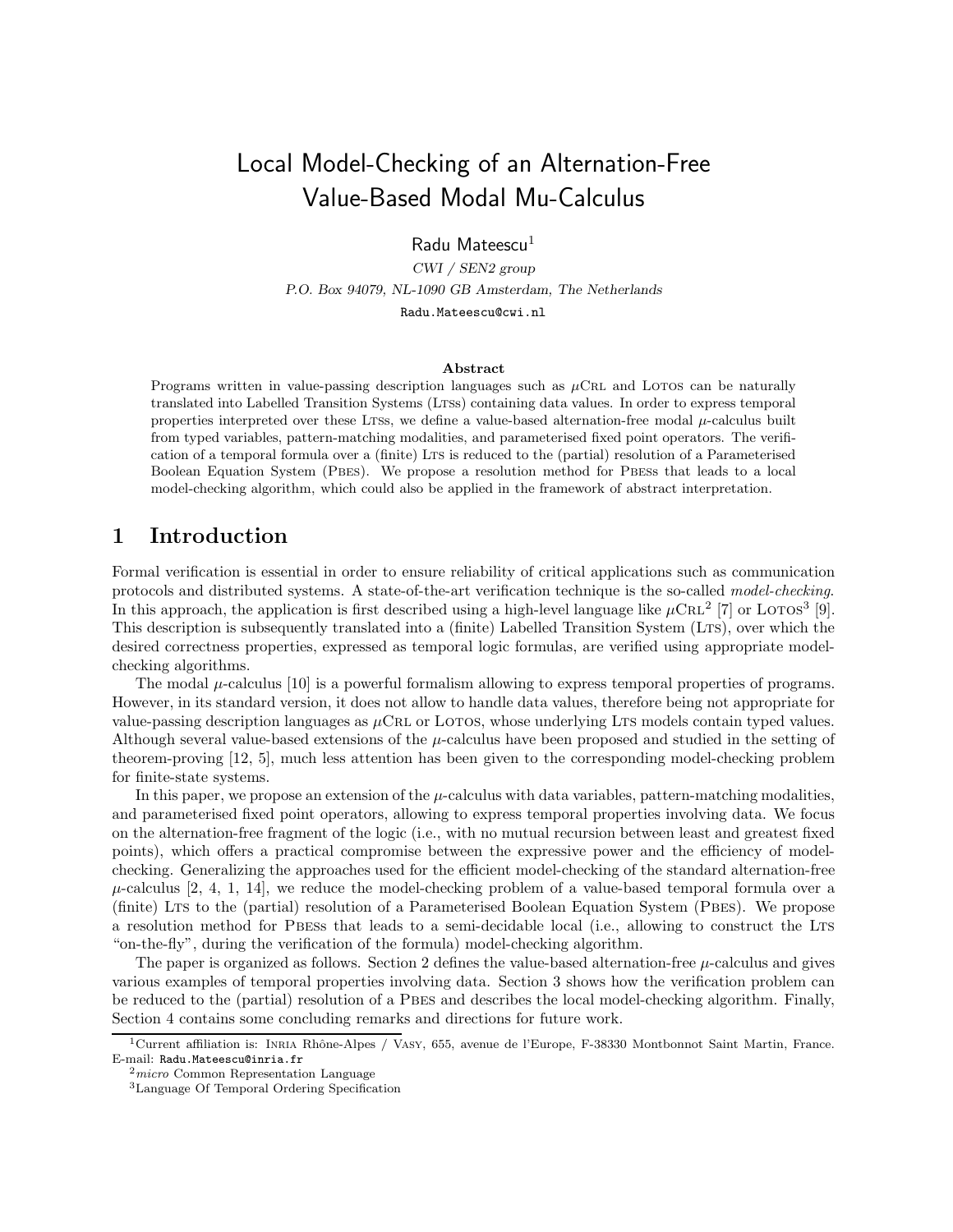# Local Model-Checking of an Alternation-Free Value-Based Modal Mu-Calculus

Radu Mateescu[1]

*CWI / SEN2 group*

*P.O. Box 94079, NL-1090 GB Amsterdam, The Netherlands*

Radu.Mateescu@cwi.nl

**Abstract**

Programs written in value-passing description languages such as $\mu$CRL and LOTOS can be naturally translated into Labelled Transition Systems (LTSs) containing data values. In order to express temporal properties interpreted over these LTSs, we define a value-based alternation-free modal $\mu$-calculus built from typed variables, pattern-matching modalities, and parameterised fixed point operators. The verification of a temporal formula over a (finite) LTS is reduced to the (partial) resolution of a Parameterised Boolean Equation System (PBES). We propose a resolution method for PBESs that leads to a local model-checking algorithm, which could also be applied in the framework of abstract interpretation.

## 1 Introduction

Formal verification is essential in order to ensure reliability of critical applications such as communication protocols and distributed systems. A state-of-the-art verification technique is the so-called *model-checking*. In this approach, the application is first described using a high-level language like $\mu$CRL[2] [7] or LOTOS[3] [9]. This description is subsequently translated into a (finite) Labelled Transition System (LTS), over which the desired correctness properties, expressed as temporal logic formulas, are verified using appropriate model-checking algorithms.

The modal $\mu$-calculus [10] is a powerful formalism allowing to express temporal properties of programs. However, in its standard version, it does not allow to handle data values, therefore being not appropriate for value-passing description languages as $\mu$CRL or LOTOS, whose underlying LTS models contain typed values. Although several value-based extensions of the $\mu$-calculus have been proposed and studied in the setting of theorem-proving [12, 5], much less attention has been given to the corresponding model-checking problem for finite-state systems.

In this paper, we propose an extension of the $\mu$-calculus with data variables, pattern-matching modalities, and parameterised fixed point operators, allowing to express temporal properties involving data. We focus on the alternation-free fragment of the logic (i.e., with no mutual recursion between least and greatest fixed points), which offers a practical compromise between the expressive power and the efficiency of model-checking. Generalizing the approaches used for the efficient model-checking of the standard alternation-free $\mu$-calculus [2, 4, 1, 14], we reduce the model-checking problem of a value-based temporal formula over a (finite) LTS to the (partial) resolution of a Parameterised Boolean Equation System (PBES). We propose a resolution method for PBESs that leads to a semi-decidable local (i.e., allowing to construct the LTS "on-the-fly", during the verification of the formula) model-checking algorithm.

The paper is organized as follows. Section 2 defines the value-based alternation-free $\mu$-calculus and gives various examples of temporal properties involving data. Section 3 shows how the verification problem can be reduced to the (partial) resolution of a PBES and describes the local model-checking algorithm. Finally, Section 4 contains some concluding remarks and directions for future work.

---

[1] Current affiliation is: INRIA Rhône-Alpes / VASY, 655, avenue de l'Europe, F-38330 Montbonnot Saint Martin, France. E-mail: Radu.Mateescu@inria.fr

[2] *micro* Common Representation Language

[3] Language Of Temporal Ordering Specification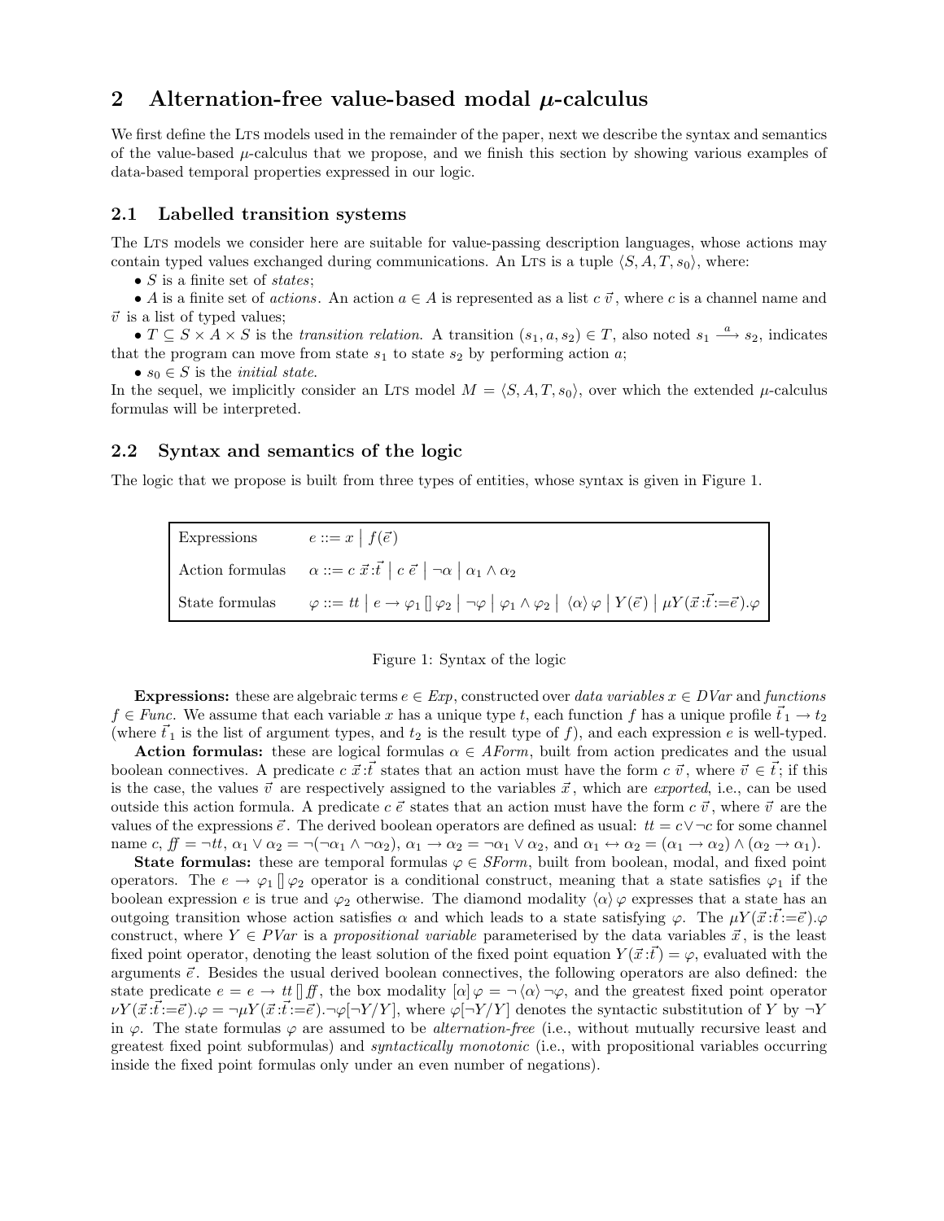## 2 Alternation-free value-based modal $\mu$-calculus

We first define the LTS models used in the remainder of the paper, next we describe the syntax and semantics of the value-based $\mu$-calculus that we propose, and we finish this section by showing various examples of data-based temporal properties expressed in our logic.

### 2.1 Labelled transition systems

The LTS models we consider here are suitable for value-passing description languages, whose actions may contain typed values exchanged during communications. An LTS is a tuple $\langle S, A, T, s_0 \rangle$, where:

- $S$ is a finite set of *states*;
- $A$ is a finite set of *actions*. An action $a \in A$ is represented as a list $c\ \vec{v}$, where $c$ is a channel name and $\vec{v}$ is a list of typed values;
- $T \subseteq S \times A \times S$ is the *transition relation*. A transition $(s_1, a, s_2) \in T$, also noted $s_1 \xrightarrow{a} s_2$, indicates that the program can move from state $s_1$ to state $s_2$ by performing action $a$;
- $s_0 \in S$ is the *initial state*.

In the sequel, we implicitly consider an LTS model $M = \langle S, A, T, s_0 \rangle$, over which the extended $\mu$-calculus formulas will be interpreted.

### 2.2 Syntax and semantics of the logic

The logic that we propose is built from three types of entities, whose syntax is given in Figure 1.

| | |
|---|---|
| Expressions | $e ::= x \mid f(\vec{e})$ |
| Action formulas | $\alpha ::= c\ \vec{x}\!:\!\vec{t} \mid c\ \vec{e} \mid \neg\alpha \mid \alpha_1 \wedge \alpha_2$ |
| State formulas | $\varphi ::= tt \mid e \rightarrow \varphi_1 \,[\!]\, \varphi_2 \mid \neg\varphi \mid \varphi_1 \wedge \varphi_2 \mid \langle\alpha\rangle\,\varphi \mid Y(\vec{e}) \mid \mu Y(\vec{x}\!:\!\vec{t}\!:=\!\vec{e}).\varphi$ |

Figure 1: Syntax of the logic

**Expressions:** these are algebraic terms $e \in Exp$, constructed over *data variables* $x \in DVar$ and *functions* $f \in Func$. We assume that each variable $x$ has a unique type $t$, each function $f$ has a unique profile $\vec{t}_1 \rightarrow t_2$ (where $\vec{t}_1$ is the list of argument types, and $t_2$ is the result type of $f$), and each expression $e$ is well-typed.

**Action formulas:** these are logical formulas $\alpha \in AForm$, built from action predicates and the usual boolean connectives. A predicate $c\ \vec{x}\!:\!\vec{t}$ states that an action must have the form $c\ \vec{v}$, where $\vec{v} \in \vec{t}$; if this is the case, the values $\vec{v}$ are respectively assigned to the variables $\vec{x}$, which are *exported*, i.e., can be used outside this action formula. A predicate $c\ \vec{e}$ states that an action must have the form $c\ \vec{v}$, where $\vec{v}$ are the values of the expressions $\vec{e}$. The derived boolean operators are defined as usual: $tt = c \vee \neg c$ for some channel name $c$, $f\!f = \neg tt$, $\alpha_1 \vee \alpha_2 = \neg(\neg\alpha_1 \wedge \neg\alpha_2)$, $\alpha_1 \rightarrow \alpha_2 = \neg\alpha_1 \vee \alpha_2$, and $\alpha_1 \leftrightarrow \alpha_2 = (\alpha_1 \rightarrow \alpha_2) \wedge (\alpha_2 \rightarrow \alpha_1)$.

**State formulas:** these are temporal formulas $\varphi \in SForm$, built from boolean, modal, and fixed point operators. The $e \rightarrow \varphi_1 \,[\!]\, \varphi_2$ operator is a conditional construct, meaning that a state satisfies $\varphi_1$ if the boolean expression $e$ is true and $\varphi_2$ otherwise. The diamond modality $\langle\alpha\rangle\,\varphi$ expresses that a state has an outgoing transition whose action satisfies $\alpha$ and which leads to a state satisfying $\varphi$. The $\mu Y(\vec{x}\!:\!\vec{t}\!:=\!\vec{e}).\varphi$ construct, where $Y \in PVar$ is a *propositional variable* parameterised by the data variables $\vec{x}$, is the least fixed point operator, denoting the least solution of the fixed point equation $Y(\vec{x}\!:\!\vec{t}) = \varphi$, evaluated with the arguments $\vec{e}$. Besides the usual derived boolean connectives, the following operators are also defined: the state predicate $e = e \rightarrow tt \,[\!]\, f\!f$, the box modality $[\alpha]\,\varphi = \neg\,\langle\alpha\rangle\,\neg\varphi$, and the greatest fixed point operator $\nu Y(\vec{x}\!:\!\vec{t}\!:=\!\vec{e}).\varphi = \neg\mu Y(\vec{x}\!:\!\vec{t}\!:=\!\vec{e}).\neg\varphi[\neg Y/Y]$, where $\varphi[\neg Y/Y]$ denotes the syntactic substitution of $Y$ by $\neg Y$ in $\varphi$. The state formulas $\varphi$ are assumed to be *alternation-free* (i.e., without mutually recursive least and greatest fixed point subformulas) and *syntactically monotonic* (i.e., with propositional variables occurring inside the fixed point formulas only under an even number of negations).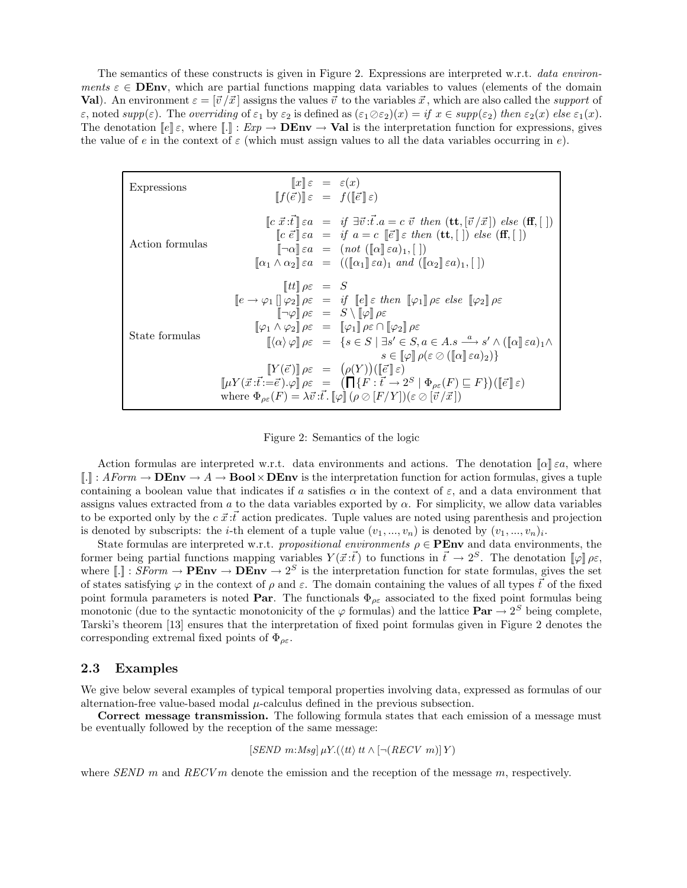The semantics of these constructs is given in Figure 2. Expressions are interpreted w.r.t. *data environments* $\varepsilon \in \mathbf{DEnv}$, which are partial functions mapping data variables to values (elements of the domain **Val**). An environment $\varepsilon = [\vec{v}/\vec{x}]$ assigns the values $\vec{v}$ to the variables $\vec{x}$, which are also called the *support* of $\varepsilon$, noted $supp(\varepsilon)$. The *overriding* of $\varepsilon_1$ by $\varepsilon_2$ is defined as $(\varepsilon_1 \oslash \varepsilon_2)(x) = if\ x \in supp(\varepsilon_2)\ then\ \varepsilon_2(x)\ else\ \varepsilon_1(x)$. The denotation $[\![e]\!]\,\varepsilon$, where $[\![.]\!] : Exp \to \mathbf{DEnv} \to \mathbf{Val}$ is the interpretation function for expressions, gives the value of $e$ in the context of $\varepsilon$ (which must assign values to all the data variables occurring in $e$).

Expressions

$$
\begin{array}{rcl}
[\![x]\!]\,\varepsilon & = & \varepsilon(x) \\
[\![f(\vec{e})]\!]\,\varepsilon & = & f([\![\vec{e}]\!]\,\varepsilon)
\end{array}
$$

Action formulas

$$
\begin{array}{rcl}
[\![c\ \vec{x}\!:\!\vec{t}]\!]\,\varepsilon a & = & if\ \exists \vec{v}\!:\!\vec{t}.a = c\ \vec{v}\ \ then\ (\mathbf{tt}, [\vec{v}/\vec{x}])\ else\ (\mathbf{ff}, [\,]) \\
[\![c\ \vec{e}]\!]\,\varepsilon a & = & if\ a = c\ [\![\vec{e}]\!]\,\varepsilon\ then\ (\mathbf{tt}, [\,])\ else\ (\mathbf{ff}, [\,]) \\
[\![\neg\alpha]\!]\,\varepsilon a & = & (not\ ([\![\alpha]\!]\,\varepsilon a)_1, [\,]) \\
[\![\alpha_1 \wedge \alpha_2]\!]\,\varepsilon a & = & (([\![\alpha_1]\!]\,\varepsilon a)_1\ and\ ([\![\alpha_2]\!]\,\varepsilon a)_1, [\,])
\end{array}
$$

State formulas

$$
\begin{array}{rcl}
[\![tt]\!]\,\rho\varepsilon & = & S \\
[\![e \to \varphi_1 \,[\,]\, \varphi_2]\!]\,\rho\varepsilon & = & if\ \ [\![e]\!]\,\varepsilon\ then\ \ [\![\varphi_1]\!]\,\rho\varepsilon\ else\ \ [\![\varphi_2]\!]\,\rho\varepsilon \\
[\![\neg\varphi]\!]\,\rho\varepsilon & = & S \setminus [\![\varphi]\!]\,\rho\varepsilon \\
[\![\varphi_1 \wedge \varphi_2]\!]\,\rho\varepsilon & = & [\![\varphi_1]\!]\,\rho\varepsilon \cap [\![\varphi_2]\!]\,\rho\varepsilon \\
[\![\langle\alpha\rangle\,\varphi]\!]\,\rho\varepsilon & = & \{s \in S \mid \exists s' \in S, a \in A. s \xrightarrow{a} s' \wedge ([\![\alpha]\!]\,\varepsilon a)_1 \wedge \\
 & & \qquad s \in [\![\varphi]\!]\,\rho(\varepsilon \oslash ([\![\alpha]\!]\,\varepsilon a)_2)\} \\
[\![Y(\vec{e})]\!]\,\rho\varepsilon & = & \big(\rho(Y)\big)([\![\vec{e}]\!]\,\varepsilon) \\
[\![\mu Y(\vec{x}\!:\!\vec{t}\!:=\!\vec{e}).\varphi]\!]\,\rho\varepsilon & = & \big(\bigsqcap\{F : \vec{t} \to 2^S \mid \Phi_{\rho\varepsilon}(F) \sqsubseteq F\}\big)([\![\vec{e}]\!]\,\varepsilon)
\end{array}
$$

where $\Phi_{\rho\varepsilon}(F) = \lambda\vec{v}\!:\!\vec{t}.\,[\![\varphi]\!]\,(\rho \oslash [F/Y])(\varepsilon \oslash [\vec{v}/\vec{x}])$

Figure 2: Semantics of the logic

Action formulas are interpreted w.r.t. data environments and actions. The denotation $[\![\alpha]\!]\,\varepsilon a$, where $[\![.]\!] : AForm \to \mathbf{DEnv} \to A \to \mathbf{Bool} \times \mathbf{DEnv}$ is the interpretation function for action formulas, gives a tuple containing a boolean value that indicates if $a$ satisfies $\alpha$ in the context of $\varepsilon$, and a data environment that assigns values extracted from $a$ to the data variables exported by $\alpha$. For simplicity, we allow data variables to be exported only by the $c\ \vec{x}\!:\!\vec{t}$ action predicates. Tuple values are noted using parenthesis and projection is denoted by subscripts: the $i$-th element of a tuple value $(v_1, ..., v_n)$ is denoted by $(v_1, ..., v_n)_i$.

State formulas are interpreted w.r.t. *propositional environments* $\rho \in \mathbf{PEnv}$ and data environments, the former being partial functions mapping variables $Y(\vec{x}\!:\!\vec{t})$ to functions in $\vec{t} \to 2^S$. The denotation $[\![\varphi]\!]\,\rho\varepsilon$, where $[\![.]\!] : SForm \to \mathbf{PEnv} \to \mathbf{DEnv} \to 2^S$ is the interpretation function for state formulas, gives the set of states satisfying $\varphi$ in the context of $\rho$ and $\varepsilon$. The domain containing the values of all types $\vec{t}$ of the fixed point formula parameters is noted **Par**. The functionals $\Phi_{\rho\varepsilon}$ associated to the fixed point formulas being monotonic (due to the syntactic monotonicity of the $\varphi$ formulas) and the lattice $\mathbf{Par} \to 2^S$ being complete, Tarski's theorem [13] ensures that the interpretation of fixed point formulas given in Figure 2 denotes the corresponding extremal fixed points of $\Phi_{\rho\varepsilon}$.

## 2.3 Examples

We give below several examples of typical temporal properties involving data, expressed as formulas of our alternation-free value-based modal $\mu$-calculus defined in the previous subsection.

**Correct message transmission.** The following formula states that each emission of a message must be eventually followed by the reception of the same message:

$$[SEND\ m\!:\!Msg]\,\mu Y.(\langle tt\rangle\, tt \wedge [\neg(RECV\ m)]\,Y)$$

where $SEND\ m$ and $RECV\,m$ denote the emission and the reception of the message $m$, respectively.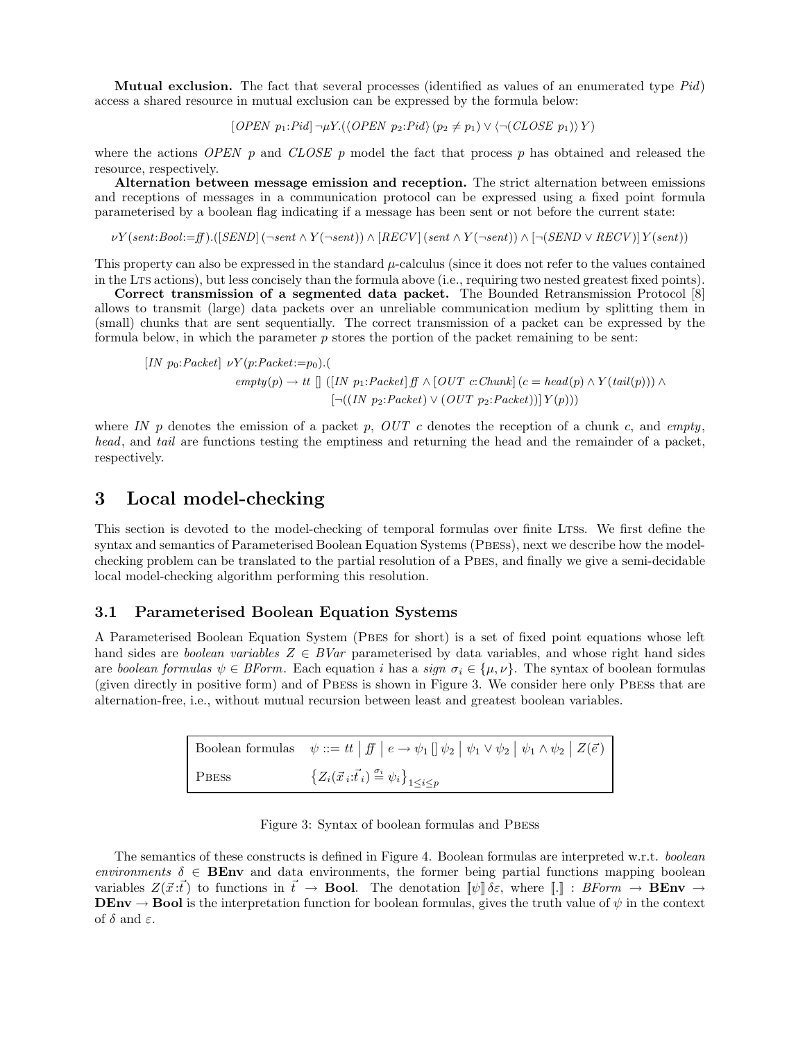**Mutual exclusion.** The fact that several processes (identified as values of an enumerated type *Pid*) access a shared resource in mutual exclusion can be expressed by the formula below:

$$[OPEN\ p_1{:}Pid]\, \neg \mu Y.(\langle OPEN\ p_2{:}Pid\rangle\, (p_2 \neq p_1) \vee \langle \neg (CLOSE\ p_1)\rangle\, Y)$$

where the actions *OPEN* $p$ and *CLOSE* $p$ model the fact that process $p$ has obtained and released the resource, respectively.

**Alternation between message emission and reception.** The strict alternation between emissions and receptions of messages in a communication protocol can be expressed using a fixed point formula parameterised by a boolean flag indicating if a message has been sent or not before the current state:

$$\nu Y(sent{:}Bool{:=}f\!f).([SEND]\,(\neg sent \wedge Y(\neg sent)) \wedge [RECV]\,(sent \wedge Y(\neg sent)) \wedge [\neg(SEND \vee RECV)]\, Y(sent))$$

This property can also be expressed in the standard $\mu$-calculus (since it does not refer to the values contained in the LTS actions), but less concisely than the formula above (i.e., requiring two nested greatest fixed points).

**Correct transmission of a segmented data packet.** The Bounded Retransmission Protocol [8] allows to transmit (large) data packets over an unreliable communication medium by splitting them in (small) chunks that are sent sequentially. The correct transmission of a packet can be expressed by the formula below, in which the parameter $p$ stores the portion of the packet remaining to be sent:

$$\begin{aligned}[IN\ p_0{:}Packet]\ \nu Y(p{:}Packet{:=}p_0).(&\\ &empty(p) \rightarrow tt\ [\!]\ ([IN\ p_1{:}Packet]\, f\!f \wedge [OUT\ c{:}Chunk]\,(c = head(p) \wedge Y(tail(p))) \wedge\\ &\qquad [\neg((IN\ p_2{:}Packet) \vee (OUT\ p_2{:}Packet))]\, Y(p)))\end{aligned}$$

where *IN* $p$ denotes the emission of a packet $p$, *OUT* $c$ denotes the reception of a chunk $c$, and *empty*, *head*, and *tail* are functions testing the emptiness and returning the head and the remainder of a packet, respectively.

# 3 Local model-checking

This section is devoted to the model-checking of temporal formulas over finite LTSs. We first define the syntax and semantics of Parameterised Boolean Equation Systems (PBESs), next we describe how the model-checking problem can be translated to the partial resolution of a PBES, and finally we give a semi-decidable local model-checking algorithm performing this resolution.

## 3.1 Parameterised Boolean Equation Systems

A Parameterised Boolean Equation System (PBES for short) is a set of fixed point equations whose left hand sides are *boolean variables* $Z \in BVar$ parameterised by data variables, and whose right hand sides are *boolean formulas* $\psi \in BForm$. Each equation $i$ has a *sign* $\sigma_i \in \{\mu, \nu\}$. The syntax of boolean formulas (given directly in positive form) and of PBESs is shown in Figure 3. We consider here only PBESs that are alternation-free, i.e., without mutual recursion between least and greatest boolean variables.

| | |
|---|---|
| Boolean formulas | $\psi ::= tt \mid f\!f \mid e \rightarrow \psi_1\ [\!]\ \psi_2 \mid \psi_1 \vee \psi_2 \mid \psi_1 \wedge \psi_2 \mid Z(\vec{e})$ |
| PBESs | $\left\{Z_i(\vec{x}_i{:}\vec{t}_i) \stackrel{\sigma_i}{=} \psi_i\right\}_{1 \le i \le p}$ |

Figure 3: Syntax of boolean formulas and PBESs

The semantics of these constructs is defined in Figure 4. Boolean formulas are interpreted w.r.t. *boolean environments* $\delta \in \mathbf{BEnv}$ and data environments, the former being partial functions mapping boolean variables $Z(\vec{x}{:}\vec{t})$ to functions in $\vec{t} \rightarrow \mathbf{Bool}$. The denotation $[\![\psi]\!]\,\delta\varepsilon$, where $[\![.]\!] : BForm \rightarrow \mathbf{BEnv} \rightarrow \mathbf{DEnv} \rightarrow \mathbf{Bool}$ is the interpretation function for boolean formulas, gives the truth value of $\psi$ in the context of $\delta$ and $\varepsilon$.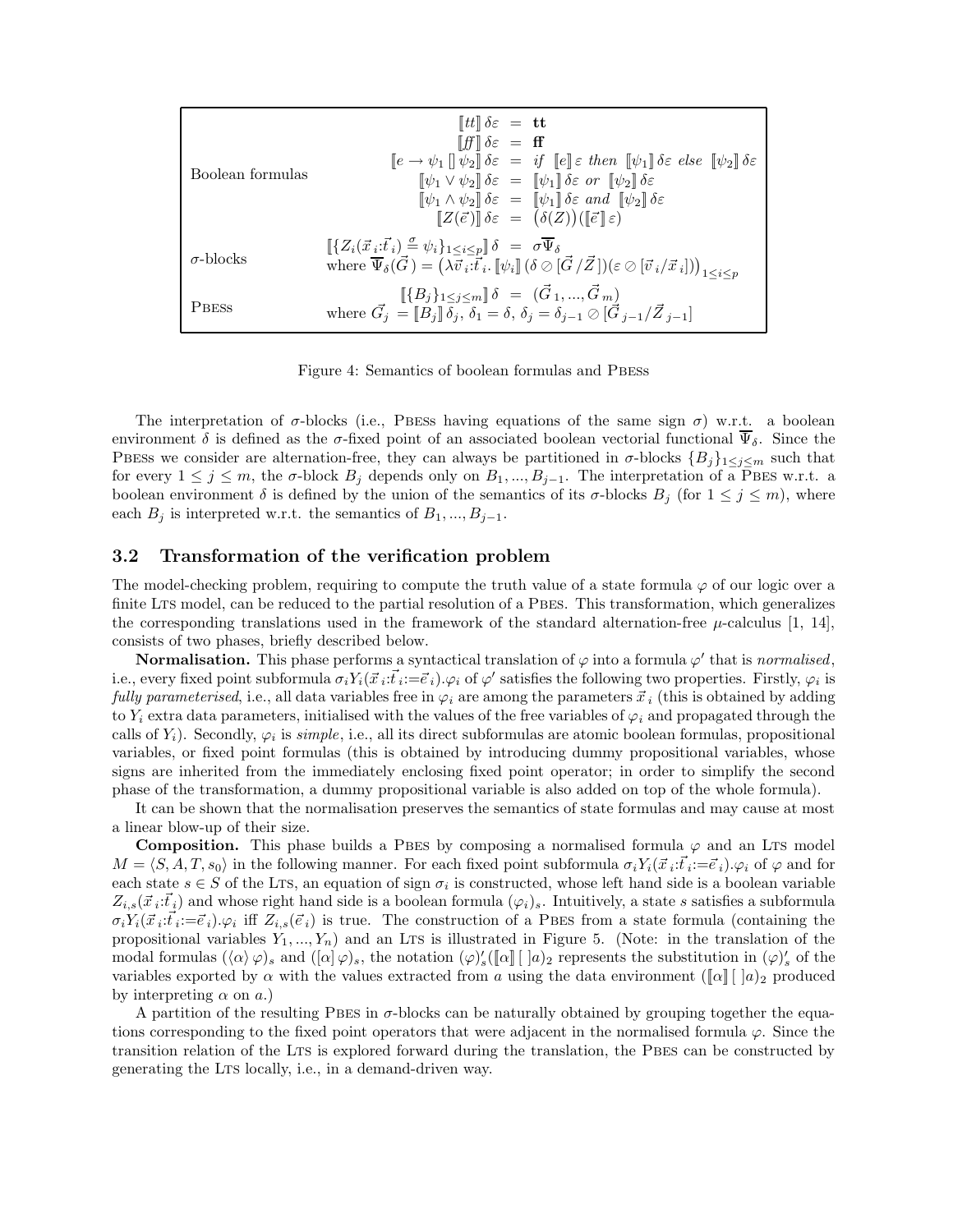| | |
|---|---|
| Boolean formulas | $[\![tt]\!]\,\delta\varepsilon \;=\; \mathbf{tt}$ <br> $[\![ff]\!]\,\delta\varepsilon \;=\; \mathbf{ff}$ <br> $[\![e \rightarrow \psi_1 \,[\!]\, \psi_2]\!]\,\delta\varepsilon \;=\; \textit{if } [\![e]\!]\,\varepsilon \textit{ then } [\![\psi_1]\!]\,\delta\varepsilon \textit{ else } [\![\psi_2]\!]\,\delta\varepsilon$ <br> $[\![\psi_1 \vee \psi_2]\!]\,\delta\varepsilon \;=\; [\![\psi_1]\!]\,\delta\varepsilon \textit{ or } [\![\psi_2]\!]\,\delta\varepsilon$ <br> $[\![\psi_1 \wedge \psi_2]\!]\,\delta\varepsilon \;=\; [\![\psi_1]\!]\,\delta\varepsilon \textit{ and } [\![\psi_2]\!]\,\delta\varepsilon$ <br> $[\![Z(\vec{e})]\!]\,\delta\varepsilon \;=\; \big(\delta(Z)\big)([\![\vec{e}]\!]\,\varepsilon)$ |
| $\sigma$-blocks | $[\![\{Z_i(\vec{x}_i{:}\vec{t}_i) \stackrel{\sigma}{=} \psi_i\}_{1 \le i \le p}]\!]\,\delta \;=\; \sigma\overline{\Psi}_\delta$ <br> where $\overline{\Psi}_\delta(\vec{G}\,) = \big(\lambda\vec{v}_i{:}\vec{t}_i.\,[\![\psi_i]\!]\,(\delta \oslash [\vec{G}\,/\vec{Z}\,])(\varepsilon \oslash [\vec{v}_i/\vec{x}_i])\big)_{1 \le i \le p}$ |
| PBESs | $[\![\{B_j\}_{1 \le j \le m}]\!]\,\delta \;=\; (\vec{G}_1, ..., \vec{G}_m)$ <br> where $\vec{G}_j = [\![B_j]\!]\,\delta_j$, $\delta_1 = \delta$, $\delta_j = \delta_{j-1} \oslash [\vec{G}_{j-1}/\vec{Z}_{j-1}]$ |

Figure 4: Semantics of boolean formulas and PBESs

The interpretation of $\sigma$-blocks (i.e., PBESs having equations of the same sign $\sigma$) w.r.t. a boolean environment $\delta$ is defined as the $\sigma$-fixed point of an associated boolean vectorial functional $\overline{\Psi}_\delta$. Since the PBESs we consider are alternation-free, they can always be partitioned in $\sigma$-blocks $\{B_j\}_{1 \le j \le m}$ such that for every $1 \le j \le m$, the $\sigma$-block $B_j$ depends only on $B_1, ..., B_{j-1}$. The interpretation of a PBES w.r.t. a boolean environment $\delta$ is defined by the union of the semantics of its $\sigma$-blocks $B_j$ (for $1 \le j \le m$), where each $B_j$ is interpreted w.r.t. the semantics of $B_1, ..., B_{j-1}$.

### 3.2 Transformation of the verification problem

The model-checking problem, requiring to compute the truth value of a state formula $\varphi$ of our logic over a finite LTS model, can be reduced to the partial resolution of a PBES. This transformation, which generalizes the corresponding translations used in the framework of the standard alternation-free $\mu$-calculus [1, 14], consists of two phases, briefly described below.

**Normalisation.** This phase performs a syntactical translation of $\varphi$ into a formula $\varphi'$ that is *normalised*, i.e., every fixed point subformula $\sigma_i Y_i(\vec{x}_i{:}\vec{t}_i{:=}\vec{e}_i).\varphi_i$ of $\varphi'$ satisfies the following two properties. Firstly, $\varphi_i$ is *fully parameterised*, i.e., all data variables free in $\varphi_i$ are among the parameters $\vec{x}_i$ (this is obtained by adding to $Y_i$ extra data parameters, initialised with the values of the free variables of $\varphi_i$ and propagated through the calls of $Y_i$). Secondly, $\varphi_i$ is *simple*, i.e., all its direct subformulas are atomic boolean formulas, propositional variables, or fixed point formulas (this is obtained by introducing dummy propositional variables, whose signs are inherited from the immediately enclosing fixed point operator; in order to simplify the second phase of the transformation, a dummy propositional variable is also added on top of the whole formula).

It can be shown that the normalisation preserves the semantics of state formulas and may cause at most a linear blow-up of their size.

**Composition.** This phase builds a PBES by composing a normalised formula $\varphi$ and an LTS model $M = \langle S, A, T, s_0\rangle$ in the following manner. For each fixed point subformula $\sigma_i Y_i(\vec{x}_i{:}\vec{t}_i{:=}\vec{e}_i).\varphi_i$ of $\varphi$ and for each state $s \in S$ of the LTS, an equation of sign $\sigma_i$ is constructed, whose left hand side is a boolean variable $Z_{i,s}(\vec{x}_i{:}\vec{t}_i)$ and whose right hand side is a boolean formula $(\varphi_i)_s$. Intuitively, a state $s$ satisfies a subformula $\sigma_i Y_i(\vec{x}_i{:}\vec{t}_i{:=}\vec{e}_i).\varphi_i$ iff $Z_{i,s}(\vec{e}_i)$ is true. The construction of a PBES from a state formula (containing the propositional variables $Y_1, ..., Y_n$) and an LTS is illustrated in Figure 5. (Note: in the translation of the modal formulas $(\langle\alpha\rangle\,\varphi)_s$ and $([\alpha]\,\varphi)_s$, the notation $(\varphi)'_s([\![\alpha]\!]\,[\;]a)_2$ represents the substitution in $(\varphi)'_s$ of the variables exported by $\alpha$ with the values extracted from $a$ using the data environment $([\![\alpha]\!]\,[\;]a)_2$ produced by interpreting $\alpha$ on $a$.)

A partition of the resulting PBES in $\sigma$-blocks can be naturally obtained by grouping together the equations corresponding to the fixed point operators that were adjacent in the normalised formula $\varphi$. Since the transition relation of the LTS is explored forward during the translation, the PBES can be constructed by generating the LTS locally, i.e., in a demand-driven way.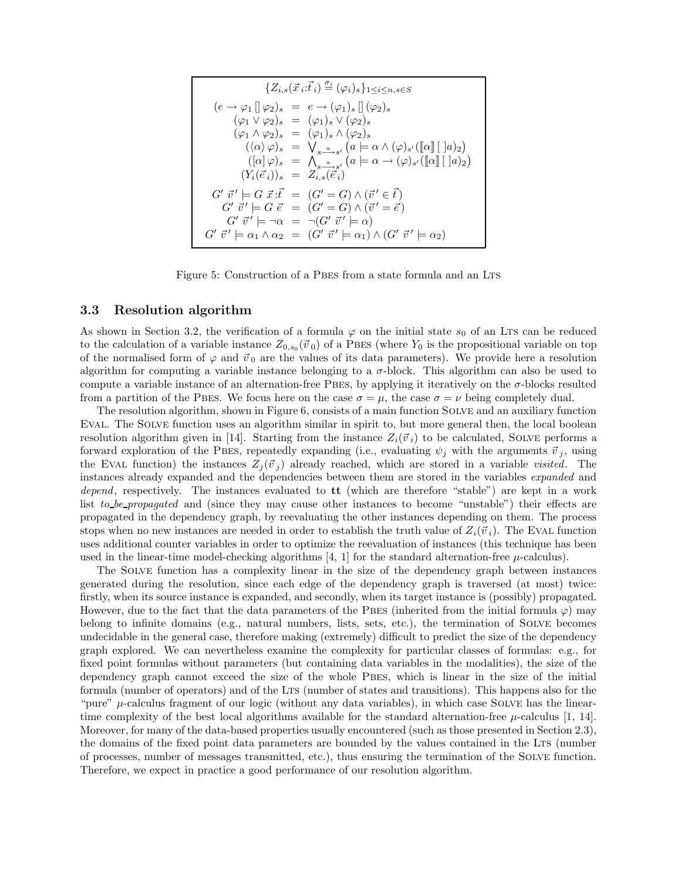$$
\begin{array}{c}
\{Z_{i,s}(\vec{x}_i{:}\vec{t}_i) \overset{\sigma_i}{=} (\varphi_i)_s\}_{1 \leq i \leq n, s \in S} \\[1em]
\begin{array}{rcl}
(e \rightarrow \varphi_1 \,[]\, \varphi_2)_s & = & e \rightarrow (\varphi_1)_s \,[]\, (\varphi_2)_s \\
(\varphi_1 \vee \varphi_2)_s & = & (\varphi_1)_s \vee (\varphi_2)_s \\
(\varphi_1 \wedge \varphi_2)_s & = & (\varphi_1)_s \wedge (\varphi_2)_s \\
(\langle \alpha \rangle \, \varphi)_s & = & \bigvee_{s \xrightarrow{a} s'} \left( a \models \alpha \wedge (\varphi)_{s'}(\llbracket \alpha \rrbracket \, [\;] a)_2 \right) \\
([\alpha] \, \varphi)_s & = & \bigwedge_{s \xrightarrow{a} s'} \left( a \models \alpha \rightarrow (\varphi)_{s'}(\llbracket \alpha \rrbracket \, [\;] a)_2 \right) \\
(Y_i(\vec{e}_i))_s & = & Z_{i,s}(\vec{e}_i) \\[1em]
G' \; \vec{v}\,' \models G \; \vec{x}{:}\vec{t} & = & (G' = G) \wedge (\vec{v}\,' \in \vec{t}\,) \\
G' \; \vec{v}\,' \models G \; \vec{e} & = & (G' = G) \wedge (\vec{v}\,' = \vec{e}\,) \\
G' \; \vec{v}\,' \models \neg \alpha & = & \neg (G' \; \vec{v}\,' \models \alpha) \\
G' \; \vec{v}\,' \models \alpha_1 \wedge \alpha_2 & = & (G' \; \vec{v}\,' \models \alpha_1) \wedge (G' \; \vec{v}\,' \models \alpha_2)
\end{array}
\end{array}
$$

Figure 5: Construction of a PBES from a state formula and an LTS

### 3.3 Resolution algorithm

As shown in Section 3.2, the verification of a formula $\varphi$ on the initial state $s_0$ of an LTS can be reduced to the calculation of a variable instance $Z_{0,s_0}(\vec{v}_0)$ of a PBES (where $Y_0$ is the propositional variable on top of the normalised form of $\varphi$ and $\vec{v}_0$ are the values of its data parameters). We provide here a resolution algorithm for computing a variable instance belonging to a $\sigma$-block. This algorithm can also be used to compute a variable instance of an alternation-free PBES, by applying it iteratively on the $\sigma$-blocks resulted from a partition of the PBES. We focus here on the case $\sigma = \mu$, the case $\sigma = \nu$ being completely dual.

The resolution algorithm, shown in Figure 6, consists of a main function SOLVE and an auxiliary function EVAL. The SOLVE function uses an algorithm similar in spirit to, but more general then, the local boolean resolution algorithm given in [14]. Starting from the instance $Z_i(\vec{v}_i)$ to be calculated, SOLVE performs a forward exploration of the PBES, repeatedly expanding (i.e., evaluating $\psi_j$ with the arguments $\vec{v}_j$, using the EVAL function) the instances $Z_j(\vec{v}_j)$ already reached, which are stored in a variable *visited*. The instances already expanded and the dependencies between them are stored in the variables *expanded* and *depend*, respectively. The instances evaluated to **tt** (which are therefore "stable") are kept in a work list *to_be_propagated* and (since they may cause other instances to become "unstable") their effects are propagated in the dependency graph, by reevaluating the other instances depending on them. The process stops when no new instances are needed in order to establish the truth value of $Z_i(\vec{v}_i)$. The EVAL function uses additional counter variables in order to optimize the reevaluation of instances (this technique has been used in the linear-time model-checking algorithms [4, 1] for the standard alternation-free $\mu$-calculus).

The SOLVE function has a complexity linear in the size of the dependency graph between instances generated during the resolution, since each edge of the dependency graph is traversed (at most) twice: firstly, when its source instance is expanded, and secondly, when its target instance is (possibly) propagated. However, due to the fact that the data parameters of the PBES (inherited from the initial formula $\varphi$) may belong to infinite domains (e.g., natural numbers, lists, sets, etc.), the termination of SOLVE becomes undecidable in the general case, therefore making (extremely) difficult to predict the size of the dependency graph explored. We can nevertheless examine the complexity for particular classes of formulas: e.g., for fixed point formulas without parameters (but containing data variables in the modalities), the size of the dependency graph cannot exceed the size of the whole PBES, which is linear in the size of the initial formula (number of operators) and of the LTS (number of states and transitions). This happens also for the "pure" $\mu$-calculus fragment of our logic (without any data variables), in which case SOLVE has the linear-time complexity of the best local algorithms available for the standard alternation-free $\mu$-calculus [1, 14]. Moreover, for many of the data-based properties usually encountered (such as those presented in Section 2.3), the domains of the fixed point data parameters are bounded by the values contained in the LTS (number of processes, number of messages transmitted, etc.), thus ensuring the termination of the SOLVE function. Therefore, we expect in practice a good performance of our resolution algorithm.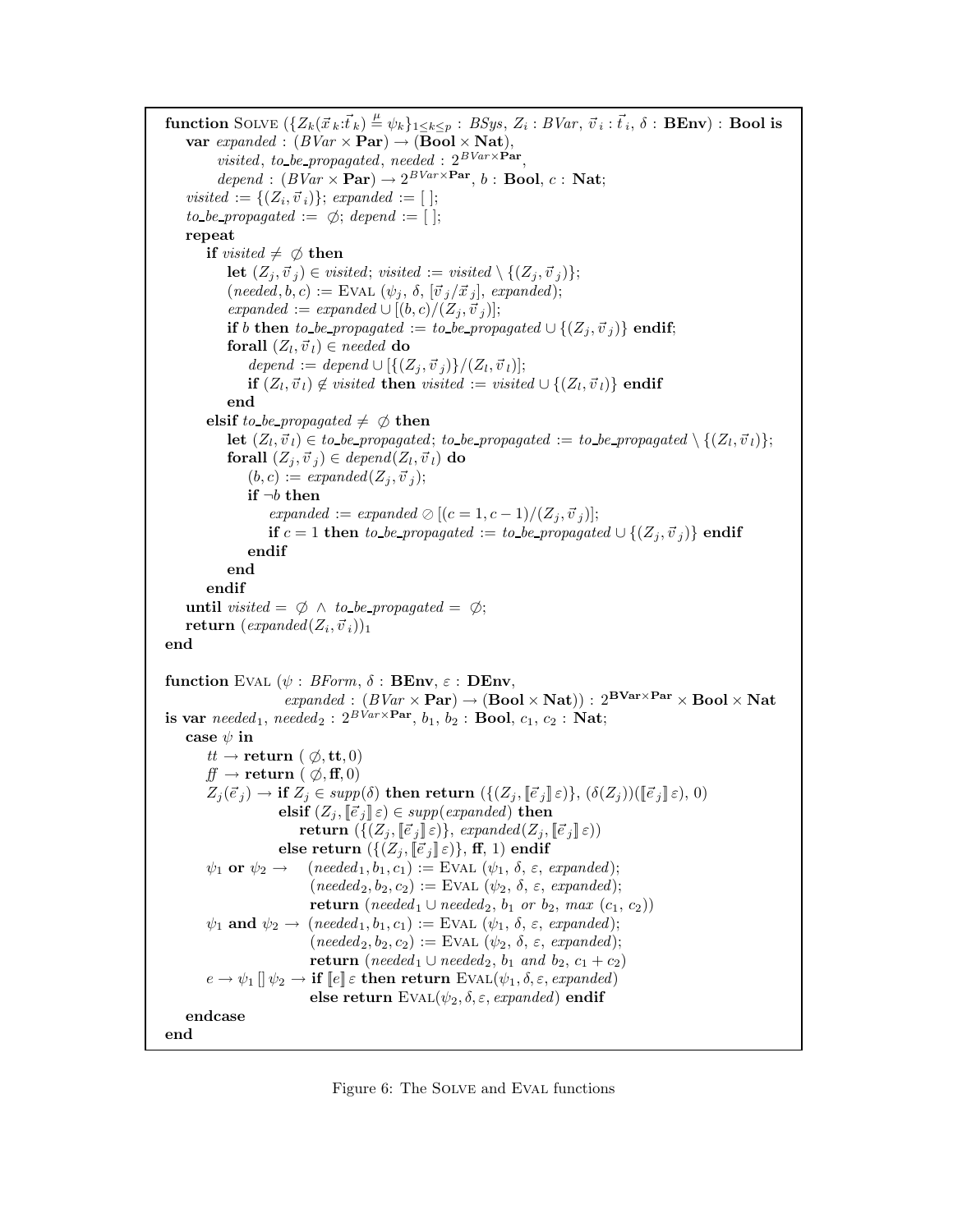```
function SOLVE ({Z_k(x⃗_k:t⃗_k) =μ ψ_k}_{1≤k≤p} : BSys, Z_i : BVar, v⃗_i : t⃗_i, δ : BEnv) : Bool is
   var expanded : (BVar × Par) → (Bool × Nat),
       visited, to_be_propagated, needed : 2^{BVar×Par},
       depend : (BVar × Par) → 2^{BVar×Par}, b : Bool, c : Nat;
   visited := {(Z_i, v⃗_i)}; expanded := [ ];
   to_be_propagated := ∅; depend := [ ];
   repeat
      if visited ≠ ∅ then
         let (Z_j, v⃗_j) ∈ visited; visited := visited \ {(Z_j, v⃗_j)};
         (needed, b, c) := EVAL (ψ_j, δ, [v⃗_j/x⃗_j], expanded);
         expanded := expanded ∪ [(b, c)/(Z_j, v⃗_j)];
         if b then to_be_propagated := to_be_propagated ∪ {(Z_j, v⃗_j)} endif;
         forall (Z_l, v⃗_l) ∈ needed do
            depend := depend ∪ [{(Z_j, v⃗_j)}/(Z_l, v⃗_l)];
            if (Z_l, v⃗_l) ∉ visited then visited := visited ∪ {(Z_l, v⃗_l)} endif
         end
      elsif to_be_propagated ≠ ∅ then
         let (Z_l, v⃗_l) ∈ to_be_propagated; to_be_propagated := to_be_propagated \ {(Z_l, v⃗_l)};
         forall (Z_j, v⃗_j) ∈ depend(Z_l, v⃗_l) do
            (b, c) := expanded(Z_j, v⃗_j);
            if ¬b then
               expanded := expanded ⊘ [(c = 1, c − 1)/(Z_j, v⃗_j)];
               if c = 1 then to_be_propagated := to_be_propagated ∪ {(Z_j, v⃗_j)} endif
            endif
         end
      endif
   until visited = ∅ ∧ to_be_propagated = ∅;
   return (expanded(Z_i, v⃗_i))_1
end

function EVAL (ψ : BForm, δ : BEnv, ε : DEnv,
               expanded : (BVar × Par) → (Bool × Nat)) : 2^{BVar×Par} × Bool × Nat
is var needed_1, needed_2 : 2^{BVar×Par}, b_1, b_2 : Bool, c_1, c_2 : Nat;
   case ψ in
      tt → return (∅, tt, 0)
      ff → return (∅, ff, 0)
      Z_j(e⃗_j) → if Z_j ∈ supp(δ) then return ({(Z_j, [[e⃗_j]] ε)}, (δ(Z_j))([[e⃗_j]] ε), 0)
                 elsif (Z_j, [[e⃗_j]] ε) ∈ supp(expanded) then
                    return ({(Z_j, [[e⃗_j]] ε)}, expanded(Z_j, [[e⃗_j]] ε))
                 else return ({(Z_j, [[e⃗_j]] ε)}, ff, 1) endif
      ψ_1 or ψ_2 →  (needed_1, b_1, c_1) := EVAL (ψ_1, δ, ε, expanded);
                    (needed_2, b_2, c_2) := EVAL (ψ_2, δ, ε, expanded);
                    return (needed_1 ∪ needed_2, b_1 or b_2, max (c_1, c_2))
      ψ_1 and ψ_2 → (needed_1, b_1, c_1) := EVAL (ψ_1, δ, ε, expanded);
                    (needed_2, b_2, c_2) := EVAL (ψ_2, δ, ε, expanded);
                    return (needed_1 ∪ needed_2, b_1 and b_2, c_1 + c_2)
      e → ψ_1 [] ψ_2 → if [[e]] ε then return EVAL(ψ_1, δ, ε, expanded)
                    else return EVAL(ψ_2, δ, ε, expanded) endif
   endcase
end
```

Figure 6: The SOLVE and EVAL functions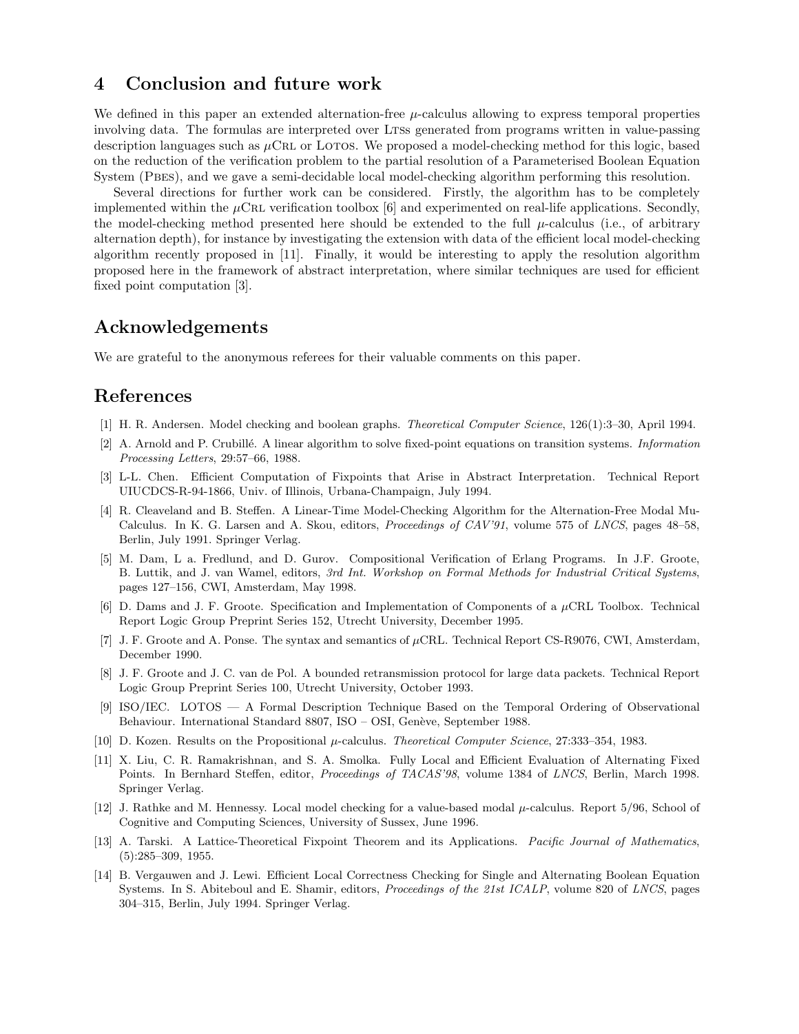## 4 Conclusion and future work

We defined in this paper an extended alternation-free $\mu$-calculus allowing to express temporal properties involving data. The formulas are interpreted over LTSs generated from programs written in value-passing description languages such as $\mu$CRL or LOTOS. We proposed a model-checking method for this logic, based on the reduction of the verification problem to the partial resolution of a Parameterised Boolean Equation System (PBES), and we gave a semi-decidable local model-checking algorithm performing this resolution.

Several directions for further work can be considered. Firstly, the algorithm has to be completely implemented within the $\mu$CRL verification toolbox [6] and experimented on real-life applications. Secondly, the model-checking method presented here should be extended to the full $\mu$-calculus (i.e., of arbitrary alternation depth), for instance by investigating the extension with data of the efficient local model-checking algorithm recently proposed in [11]. Finally, it would be interesting to apply the resolution algorithm proposed here in the framework of abstract interpretation, where similar techniques are used for efficient fixed point computation [3].

## Acknowledgements

We are grateful to the anonymous referees for their valuable comments on this paper.

## References

[1] H. R. Andersen. Model checking and boolean graphs. *Theoretical Computer Science*, 126(1):3–30, April 1994.

[2] A. Arnold and P. Crubillé. A linear algorithm to solve fixed-point equations on transition systems. *Information Processing Letters*, 29:57–66, 1988.

[3] L-L. Chen. Efficient Computation of Fixpoints that Arise in Abstract Interpretation. Technical Report UIUCDCS-R-94-1866, Univ. of Illinois, Urbana-Champaign, July 1994.

[4] R. Cleaveland and B. Steffen. A Linear-Time Model-Checking Algorithm for the Alternation-Free Modal Mu-Calculus. In K. G. Larsen and A. Skou, editors, *Proceedings of CAV'91*, volume 575 of *LNCS*, pages 48–58, Berlin, July 1991. Springer Verlag.

[5] M. Dam, L a. Fredlund, and D. Gurov. Compositional Verification of Erlang Programs. In J.F. Groote, B. Luttik, and J. van Wamel, editors, *3rd Int. Workshop on Formal Methods for Industrial Critical Systems*, pages 127–156, CWI, Amsterdam, May 1998.

[6] D. Dams and J. F. Groote. Specification and Implementation of Components of a $\mu$CRL Toolbox. Technical Report Logic Group Preprint Series 152, Utrecht University, December 1995.

[7] J. F. Groote and A. Ponse. The syntax and semantics of $\mu$CRL. Technical Report CS-R9076, CWI, Amsterdam, December 1990.

[8] J. F. Groote and J. C. van de Pol. A bounded retransmission protocol for large data packets. Technical Report Logic Group Preprint Series 100, Utrecht University, October 1993.

[9] ISO/IEC. LOTOS — A Formal Description Technique Based on the Temporal Ordering of Observational Behaviour. International Standard 8807, ISO – OSI, Genève, September 1988.

[10] D. Kozen. Results on the Propositional $\mu$-calculus. *Theoretical Computer Science*, 27:333–354, 1983.

[11] X. Liu, C. R. Ramakrishnan, and S. A. Smolka. Fully Local and Efficient Evaluation of Alternating Fixed Points. In Bernhard Steffen, editor, *Proceedings of TACAS'98*, volume 1384 of *LNCS*, Berlin, March 1998. Springer Verlag.

[12] J. Rathke and M. Hennessy. Local model checking for a value-based modal $\mu$-calculus. Report 5/96, School of Cognitive and Computing Sciences, University of Sussex, June 1996.

[13] A. Tarski. A Lattice-Theoretical Fixpoint Theorem and its Applications. *Pacific Journal of Mathematics*, (5):285–309, 1955.

[14] B. Vergauwen and J. Lewi. Efficient Local Correctness Checking for Single and Alternating Boolean Equation Systems. In S. Abiteboul and E. Shamir, editors, *Proceedings of the 21st ICALP*, volume 820 of *LNCS*, pages 304–315, Berlin, July 1994. Springer Verlag.